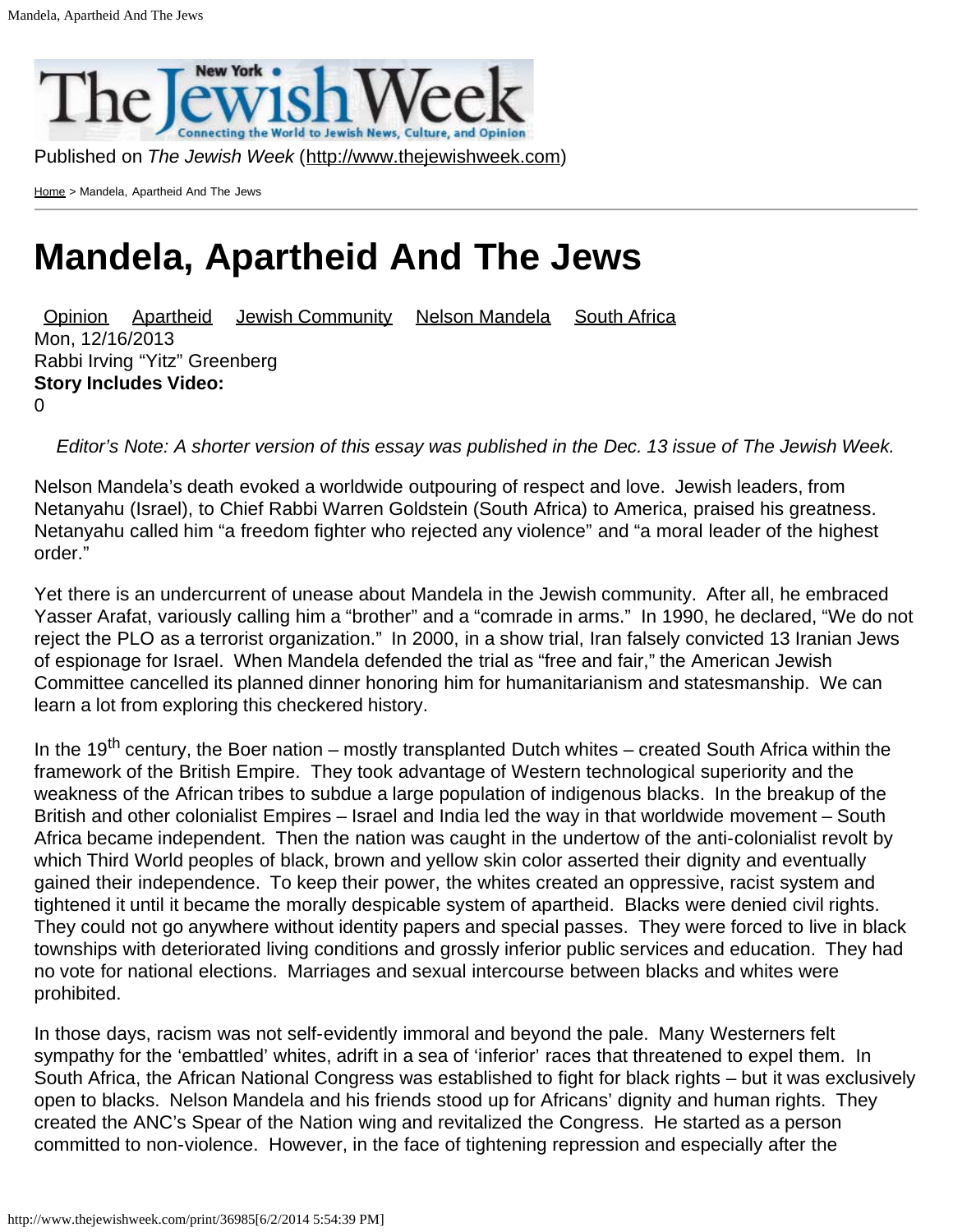Published on *The Jewish Week* (http://www.thejewishweek.com)

Home > Mandela, Apartheid And The Jews

# Mandela, Apartheid And The Jews

Opinion Apartheid Jewish Community Nelson Mandela South Africa
Mon, 12/16/2013
Rabbi Irving "Yitz" Greenberg
**Story Includes Video:**
0

*Editor's Note: A shorter version of this essay was published in the Dec. 13 issue of The Jewish Week.*

Nelson Mandela's death evoked a worldwide outpouring of respect and love. Jewish leaders, from Netanyahu (Israel), to Chief Rabbi Warren Goldstein (South Africa) to America, praised his greatness. Netanyahu called him "a freedom fighter who rejected any violence" and "a moral leader of the highest order."

Yet there is an undercurrent of unease about Mandela in the Jewish community. After all, he embraced Yasser Arafat, variously calling him a "brother" and a "comrade in arms." In 1990, he declared, "We do not reject the PLO as a terrorist organization." In 2000, in a show trial, Iran falsely convicted 13 Iranian Jews of espionage for Israel. When Mandela defended the trial as "free and fair," the American Jewish Committee cancelled its planned dinner honoring him for humanitarianism and statesmanship. We can learn a lot from exploring this checkered history.

In the 19th century, the Boer nation – mostly transplanted Dutch whites – created South Africa within the framework of the British Empire. They took advantage of Western technological superiority and the weakness of the African tribes to subdue a large population of indigenous blacks. In the breakup of the British and other colonialist Empires – Israel and India led the way in that worldwide movement – South Africa became independent. Then the nation was caught in the undertow of the anti-colonialist revolt by which Third World peoples of black, brown and yellow skin color asserted their dignity and eventually gained their independence. To keep their power, the whites created an oppressive, racist system and tightened it until it became the morally despicable system of apartheid. Blacks were denied civil rights. They could not go anywhere without identity papers and special passes. They were forced to live in black townships with deteriorated living conditions and grossly inferior public services and education. They had no vote for national elections. Marriages and sexual intercourse between blacks and whites were prohibited.

In those days, racism was not self-evidently immoral and beyond the pale. Many Westerners felt sympathy for the 'embattled' whites, adrift in a sea of 'inferior' races that threatened to expel them. In South Africa, the African National Congress was established to fight for black rights – but it was exclusively open to blacks. Nelson Mandela and his friends stood up for Africans' dignity and human rights. They created the ANC's Spear of the Nation wing and revitalized the Congress. He started as a person committed to non-violence. However, in the face of tightening repression and especially after the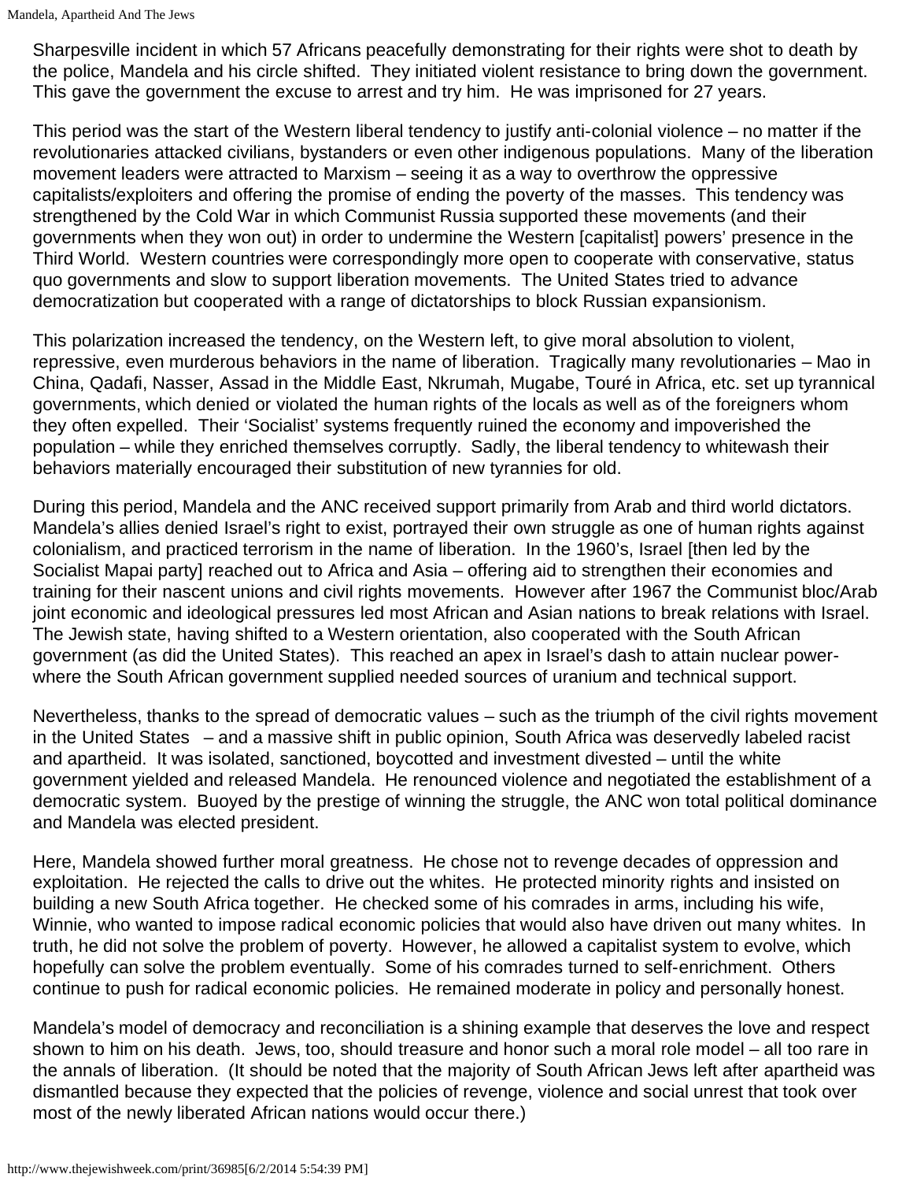Sharpesville incident in which 57 Africans peacefully demonstrating for their rights were shot to death by the police, Mandela and his circle shifted. They initiated violent resistance to bring down the government. This gave the government the excuse to arrest and try him. He was imprisoned for 27 years.

This period was the start of the Western liberal tendency to justify anti-colonial violence – no matter if the revolutionaries attacked civilians, bystanders or even other indigenous populations. Many of the liberation movement leaders were attracted to Marxism – seeing it as a way to overthrow the oppressive capitalists/exploiters and offering the promise of ending the poverty of the masses. This tendency was strengthened by the Cold War in which Communist Russia supported these movements (and their governments when they won out) in order to undermine the Western [capitalist] powers' presence in the Third World. Western countries were correspondingly more open to cooperate with conservative, status quo governments and slow to support liberation movements. The United States tried to advance democratization but cooperated with a range of dictatorships to block Russian expansionism.

This polarization increased the tendency, on the Western left, to give moral absolution to violent, repressive, even murderous behaviors in the name of liberation. Tragically many revolutionaries – Mao in China, Qadafi, Nasser, Assad in the Middle East, Nkrumah, Mugabe, Touré in Africa, etc. set up tyrannical governments, which denied or violated the human rights of the locals as well as of the foreigners whom they often expelled. Their 'Socialist' systems frequently ruined the economy and impoverished the population – while they enriched themselves corruptly. Sadly, the liberal tendency to whitewash their behaviors materially encouraged their substitution of new tyrannies for old.

During this period, Mandela and the ANC received support primarily from Arab and third world dictators. Mandela's allies denied Israel's right to exist, portrayed their own struggle as one of human rights against colonialism, and practiced terrorism in the name of liberation. In the 1960's, Israel [then led by the Socialist Mapai party] reached out to Africa and Asia – offering aid to strengthen their economies and training for their nascent unions and civil rights movements. However after 1967 the Communist bloc/Arab joint economic and ideological pressures led most African and Asian nations to break relations with Israel. The Jewish state, having shifted to a Western orientation, also cooperated with the South African government (as did the United States). This reached an apex in Israel's dash to attain nuclear power- where the South African government supplied needed sources of uranium and technical support.

Nevertheless, thanks to the spread of democratic values – such as the triumph of the civil rights movement in the United States – and a massive shift in public opinion, South Africa was deservedly labeled racist and apartheid. It was isolated, sanctioned, boycotted and investment divested – until the white government yielded and released Mandela. He renounced violence and negotiated the establishment of a democratic system. Buoyed by the prestige of winning the struggle, the ANC won total political dominance and Mandela was elected president.

Here, Mandela showed further moral greatness. He chose not to revenge decades of oppression and exploitation. He rejected the calls to drive out the whites. He protected minority rights and insisted on building a new South Africa together. He checked some of his comrades in arms, including his wife, Winnie, who wanted to impose radical economic policies that would also have driven out many whites. In truth, he did not solve the problem of poverty. However, he allowed a capitalist system to evolve, which hopefully can solve the problem eventually. Some of his comrades turned to self-enrichment. Others continue to push for radical economic policies. He remained moderate in policy and personally honest.

Mandela's model of democracy and reconciliation is a shining example that deserves the love and respect shown to him on his death. Jews, too, should treasure and honor such a moral role model – all too rare in the annals of liberation. (It should be noted that the majority of South African Jews left after apartheid was dismantled because they expected that the policies of revenge, violence and social unrest that took over most of the newly liberated African nations would occur there.)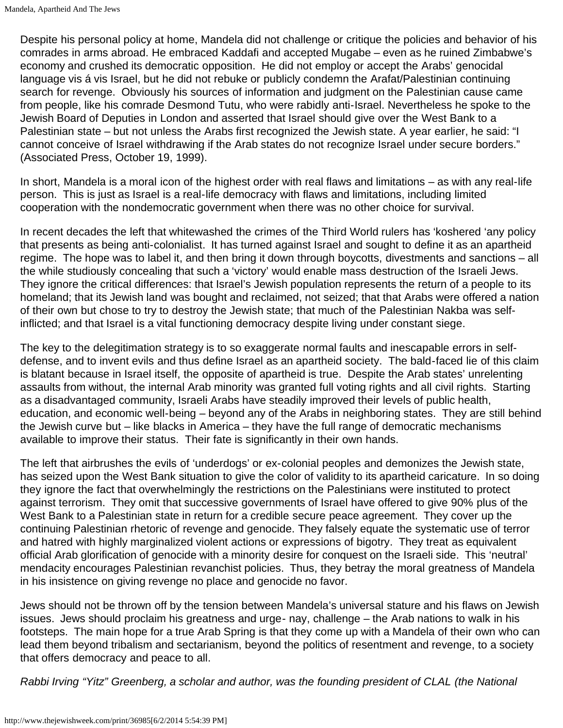Despite his personal policy at home, Mandela did not challenge or critique the policies and behavior of his comrades in arms abroad. He embraced Kaddafi and accepted Mugabe – even as he ruined Zimbabwe's economy and crushed its democratic opposition. He did not employ or accept the Arabs' genocidal language vis á vis Israel, but he did not rebuke or publicly condemn the Arafat/Palestinian continuing search for revenge. Obviously his sources of information and judgment on the Palestinian cause came from people, like his comrade Desmond Tutu, who were rabidly anti-Israel. Nevertheless he spoke to the Jewish Board of Deputies in London and asserted that Israel should give over the West Bank to a Palestinian state – but not unless the Arabs first recognized the Jewish state. A year earlier, he said: "I cannot conceive of Israel withdrawing if the Arab states do not recognize Israel under secure borders." (Associated Press, October 19, 1999).

In short, Mandela is a moral icon of the highest order with real flaws and limitations – as with any real-life person. This is just as Israel is a real-life democracy with flaws and limitations, including limited cooperation with the nondemocratic government when there was no other choice for survival.

In recent decades the left that whitewashed the crimes of the Third World rulers has 'koshered 'any policy that presents as being anti-colonialist. It has turned against Israel and sought to define it as an apartheid regime. The hope was to label it, and then bring it down through boycotts, divestments and sanctions – all the while studiously concealing that such a 'victory' would enable mass destruction of the Israeli Jews. They ignore the critical differences: that Israel's Jewish population represents the return of a people to its homeland; that its Jewish land was bought and reclaimed, not seized; that that Arabs were offered a nation of their own but chose to try to destroy the Jewish state; that much of the Palestinian Nakba was self-inflicted; and that Israel is a vital functioning democracy despite living under constant siege.

The key to the delegitimation strategy is to so exaggerate normal faults and inescapable errors in self-defense, and to invent evils and thus define Israel as an apartheid society. The bald-faced lie of this claim is blatant because in Israel itself, the opposite of apartheid is true. Despite the Arab states' unrelenting assaults from without, the internal Arab minority was granted full voting rights and all civil rights. Starting as a disadvantaged community, Israeli Arabs have steadily improved their levels of public health, education, and economic well-being – beyond any of the Arabs in neighboring states. They are still behind the Jewish curve but – like blacks in America – they have the full range of democratic mechanisms available to improve their status. Their fate is significantly in their own hands.

The left that airbrushes the evils of 'underdogs' or ex-colonial peoples and demonizes the Jewish state, has seized upon the West Bank situation to give the color of validity to its apartheid caricature. In so doing they ignore the fact that overwhelmingly the restrictions on the Palestinians were instituted to protect against terrorism. They omit that successive governments of Israel have offered to give 90% plus of the West Bank to a Palestinian state in return for a credible secure peace agreement. They cover up the continuing Palestinian rhetoric of revenge and genocide. They falsely equate the systematic use of terror and hatred with highly marginalized violent actions or expressions of bigotry. They treat as equivalent official Arab glorification of genocide with a minority desire for conquest on the Israeli side. This 'neutral' mendacity encourages Palestinian revanchist policies. Thus, they betray the moral greatness of Mandela in his insistence on giving revenge no place and genocide no favor.

Jews should not be thrown off by the tension between Mandela's universal stature and his flaws on Jewish issues. Jews should proclaim his greatness and urge- nay, challenge – the Arab nations to walk in his footsteps. The main hope for a true Arab Spring is that they come up with a Mandela of their own who can lead them beyond tribalism and sectarianism, beyond the politics of resentment and revenge, to a society that offers democracy and peace to all.

*Rabbi Irving "Yitz" Greenberg, a scholar and author, was the founding president of CLAL (the National*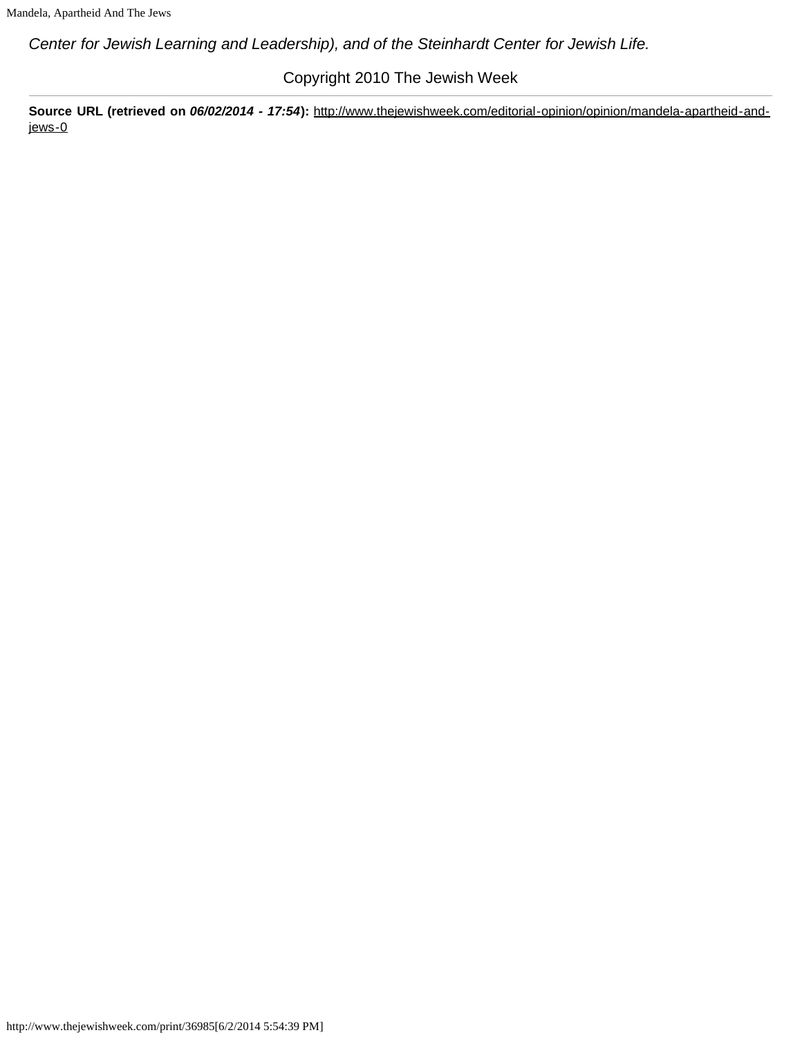*Center for Jewish Learning and Leadership), and of the Steinhardt Center for Jewish Life.*

Copyright 2010 The Jewish Week

---

**Source URL (retrieved on *06/02/2014 - 17:54*):** http://www.thejewishweek.com/editorial-opinion/opinion/mandela-apartheid-and-jews-0